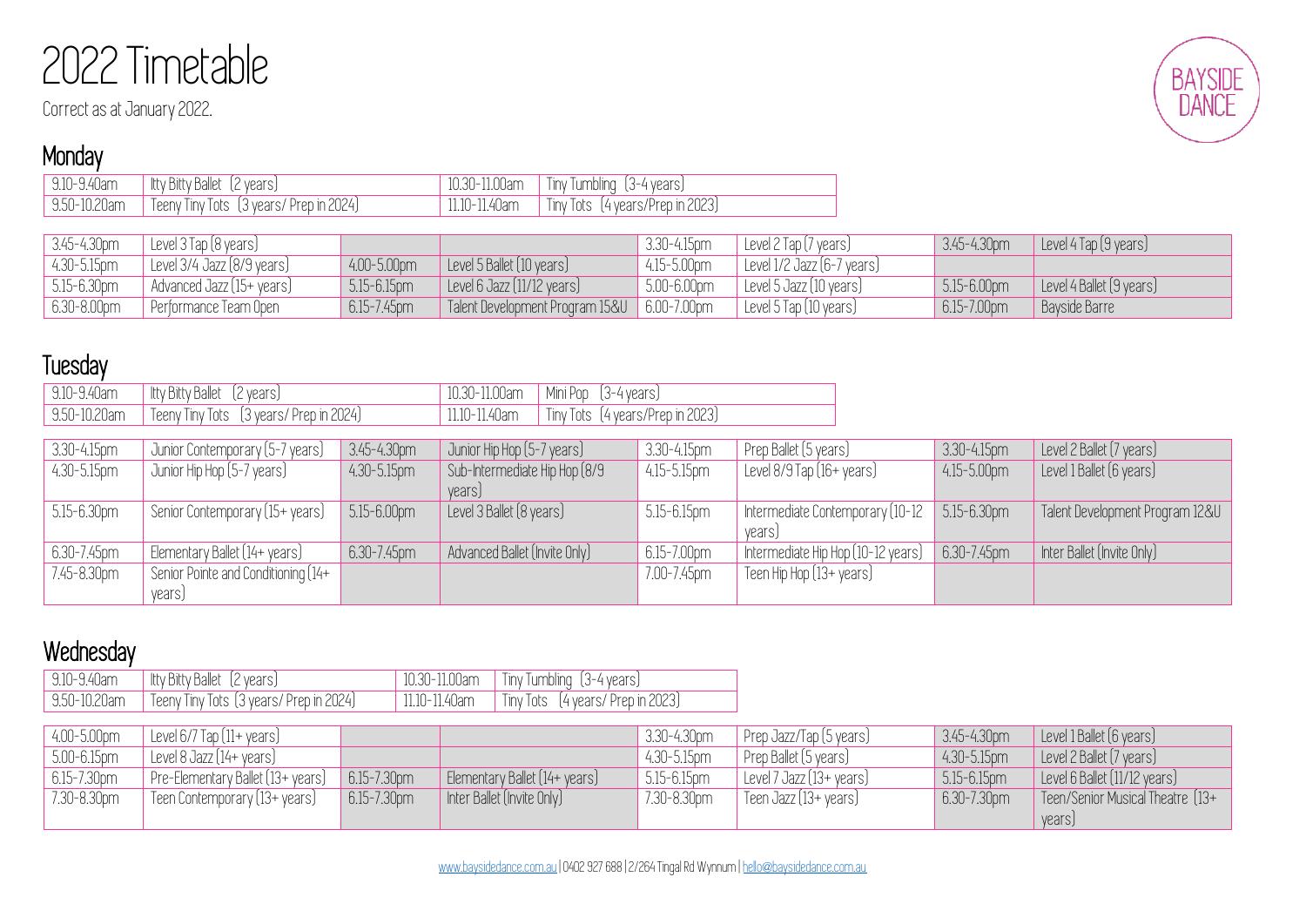# 2022 Timetable

Correct as at January 2022.

BAYSIDE DANCE

## Monday

| | | | |
|---|---|---|---|
| 9.10-9.40am | Itty Bitty Ballet (2 years) | 10.30-11.00am | Tiny Tumbling (3-4 years) |
| 9.50-10.20am | Teeny Tiny Tots (3 years/ Prep in 2024) | 11.10-11.40am | Tiny Tots (4 years/Prep in 2023) |

| | | | | | | | |
|---|---|---|---|---|---|---|---|
| 3.45-4.30pm | Level 3 Tap (8 years) | | | 3.30-4.15pm | Level 2 Tap (7 years) | 3.45-4.30pm | Level 4 Tap (9 years) |
| 4.30-5.15pm | Level 3/4 Jazz (8/9 years) | 4.00-5.00pm | Level 5 Ballet (10 years) | 4.15-5.00pm | Level 1/2 Jazz (6-7 years) | | |
| 5.15-6.30pm | Advanced Jazz (15+ years) | 5.15-6.15pm | Level 6 Jazz (11/12 years) | 5.00-6.00pm | Level 5 Jazz (10 years) | 5.15-6.00pm | Level 4 Ballet (9 years) |
| 6.30-8.00pm | Performance Team Open | 6.15-7.45pm | Talent Development Program 15&U | 6.00-7.00pm | Level 5 Tap (10 years) | 6.15-7.00pm | Bayside Barre |

## Tuesday

| | | | |
|---|---|---|---|
| 9.10-9.40am | Itty Bitty Ballet (2 years) | 10.30-11.00am | Mini Pop (3-4 years) |
| 9.50-10.20am | Teeny Tiny Tots (3 years/ Prep in 2024) | 11.10-11.40am | Tiny Tots (4 years/Prep in 2023) |

| | | | | | | | |
|---|---|---|---|---|---|---|---|
| 3.30-4.15pm | Junior Contemporary (5-7 years) | 3.45-4.30pm | Junior Hip Hop (5-7 years) | 3.30-4.15pm | Prep Ballet (5 years) | 3.30-4.15pm | Level 2 Ballet (7 years) |
| 4.30-5.15pm | Junior Hip Hop (5-7 years) | 4.30-5.15pm | Sub-Intermediate Hip Hop (8/9 years) | 4.15-5.15pm | Level 8/9 Tap (16+ years) | 4.15-5.00pm | Level 1 Ballet (6 years) |
| 5.15-6.30pm | Senior Contemporary (15+ years) | 5.15-6.00pm | Level 3 Ballet (8 years) | 5.15-6.15pm | Intermediate Contemporary (10-12 years) | 5.15-6.30pm | Talent Development Program 12&U |
| 6.30-7.45pm | Elementary Ballet (14+ years) | 6.30-7.45pm | Advanced Ballet (Invite Only) | 6.15-7.00pm | Intermediate Hip Hop (10-12 years) | 6.30-7.45pm | Inter Ballet (Invite Only) |
| 7.45-8.30pm | Senior Pointe and Conditioning (14+ years) | | | 7.00-7.45pm | Teen Hip Hop (13+ years) | | |

## Wednesday

| | | | |
|---|---|---|---|
| 9.10-9.40am | Itty Bitty Ballet (2 years) | 10.30-11.00am | Tiny Tumbling (3-4 years) |
| 9.50-10.20am | Teeny Tiny Tots (3 years/ Prep in 2024) | 11.10-11.40am | Tiny Tots (4 years/ Prep in 2023) |

| | | | | | | | |
|---|---|---|---|---|---|---|---|
| 4.00-5.00pm | Level 6/7 Tap (11+ years) | | | 3.30-4.30pm | Prep Jazz/Tap (5 years) | 3.45-4.30pm | Level 1 Ballet (6 years) |
| 5.00-6.15pm | Level 8 Jazz (14+ years) | | | 4.30-5.15pm | Prep Ballet (5 years) | 4.30-5.15pm | Level 2 Ballet (7 years) |
| 6.15-7.30pm | Pre-Elementary Ballet (13+ years) | 6.15-7.30pm | Elementary Ballet (14+ years) | 5.15-6.15pm | Level 7 Jazz (13+ years) | 5.15-6.15pm | Level 6 Ballet (11/12 years) |
| 7.30-8.30pm | Teen Contemporary (13+ years) | 6.15-7.30pm | Inter Ballet (Invite Only) | 7.30-8.30pm | Teen Jazz (13+ years) | 6.30-7.30pm | Teen/Senior Musical Theatre (13+ years) |

www.baysidedance.com.au | 0402 927 688 | 2/264 Tingal Rd Wynnum | hello@baysidedance.com.au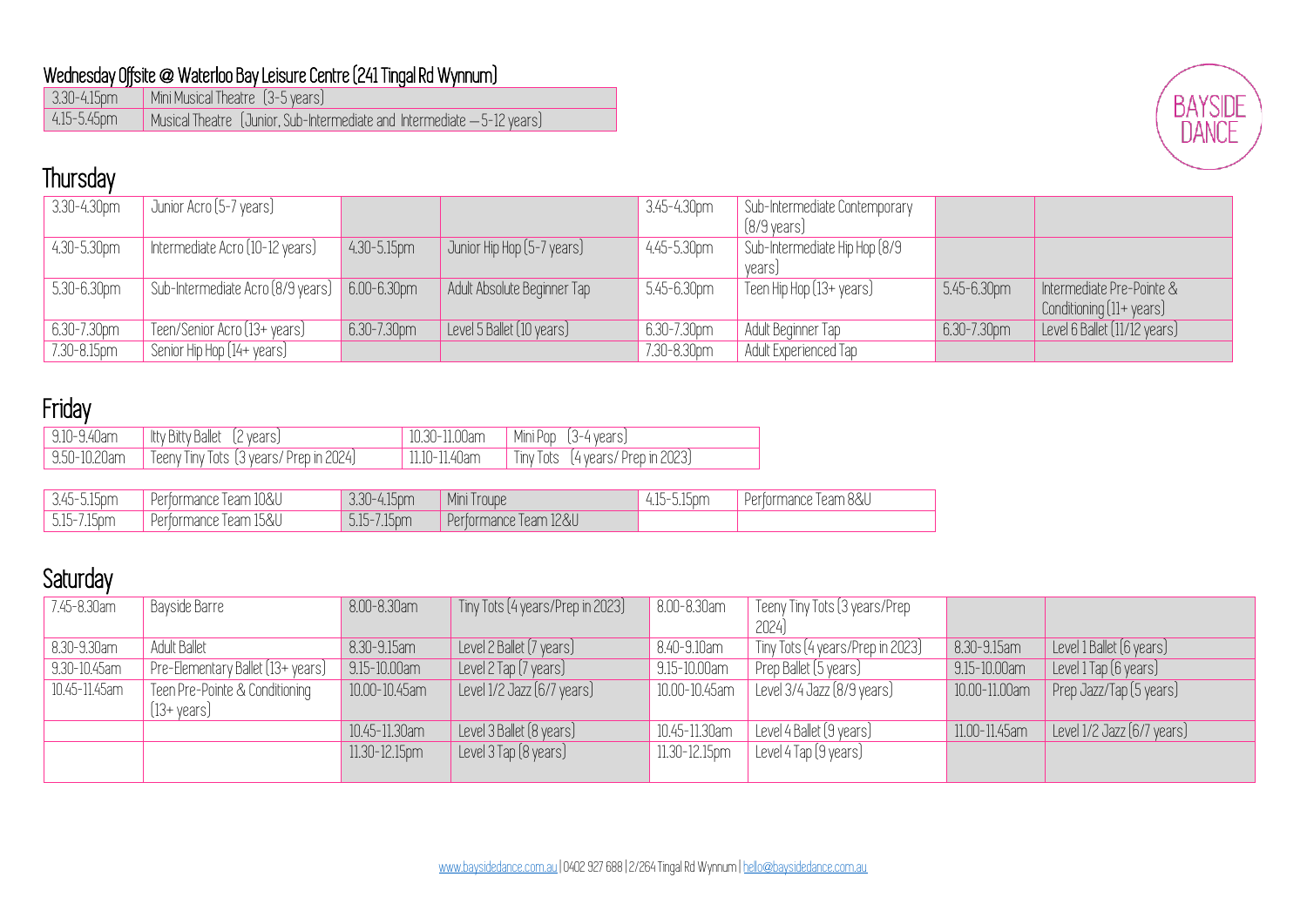### Wednesday Offsite @ Waterloo Bay Leisure Centre (241 Tingal Rd Wynnum)

| | |
|---|---|
| 3.30-4.15pm | Mini Musical Theatre (3-5 years) |
| 4.15-5.45pm | Musical Theatre (Junior, Sub-Intermediate and Intermediate – 5-12 years) |

BAYSIDE DANCE

## Thursday

| | | | | | | | |
|---|---|---|---|---|---|---|---|
| 3.30-4.30pm | Junior Acro (5-7 years) | | | 3.45-4.30pm | Sub-Intermediate Contemporary (8/9 years) | | |
| 4.30-5.30pm | Intermediate Acro (10-12 years) | 4.30-5.15pm | Junior Hip Hop (5-7 years) | 4.45-5.30pm | Sub-Intermediate Hip Hop (8/9 years) | | |
| 5.30-6.30pm | Sub-Intermediate Acro (8/9 years) | 6.00-6.30pm | Adult Absolute Beginner Tap | 5.45-6.30pm | Teen Hip Hop (13+ years) | 5.45-6.30pm | Intermediate Pre-Pointe & Conditioning (11+ years) |
| 6.30-7.30pm | Teen/Senior Acro (13+ years) | 6.30-7.30pm | Level 5 Ballet (10 years) | 6.30-7.30pm | Adult Beginner Tap | 6.30-7.30pm | Level 6 Ballet (11/12 years) |
| 7.30-8.15pm | Senior Hip Hop (14+ years) | | | 7.30-8.30pm | Adult Experienced Tap | | |

## Friday

| | | | |
|---|---|---|---|
| 9.10-9.40am | Itty Bitty Ballet (2 years) | 10.30-11.00am | Mini Pop (3-4 years) |
| 9.50-10.20am | Teeny Tiny Tots (3 years/ Prep in 2024) | 11.10-11.40am | Tiny Tots (4 years/ Prep in 2023) |

| | | | | | |
|---|---|---|---|---|---|
| 3.45-5.15pm | Performance Team 10&U | 3.30-4.15pm | Mini Troupe | 4.15-5.15pm | Performance Team 8&U |
| 5.15-7.15pm | Performance Team 15&U | 5.15-7.15pm | Performance Team 12&U | | |

## Saturday

| | | | | | | | |
|---|---|---|---|---|---|---|---|
| 7.45-8.30am | Bayside Barre | 8.00-8.30am | Tiny Tots (4 years/Prep in 2023) | 8.00-8.30am | Teeny Tiny Tots (3 years/Prep 2024) | | |
| 8.30-9.30am | Adult Ballet | 8.30-9.15am | Level 2 Ballet (7 years) | 8.40-9.10am | Tiny Tots (4 years/Prep in 2023) | 8.30-9.15am | Level 1 Ballet (6 years) |
| 9.30-10.45am | Pre-Elementary Ballet (13+ years) | 9.15-10.00am | Level 2 Tap (7 years) | 9.15-10.00am | Prep Ballet (5 years) | 9.15-10.00am | Level 1 Tap (6 years) |
| 10.45-11.45am | Teen Pre-Pointe & Conditioning (13+ years) | 10.00-10.45am | Level 1/2 Jazz (6/7 years) | 10.00-10.45am | Level 3/4 Jazz (8/9 years) | 10.00-11.00am | Prep Jazz/Tap (5 years) |
| | | 10.45-11.30am | Level 3 Ballet (8 years) | 10.45-11.30am | Level 4 Ballet (9 years) | 11.00-11.45am | Level 1/2 Jazz (6/7 years) |
| | | 11.30-12.15pm | Level 3 Tap (8 years) | 11.30-12.15pm | Level 4 Tap (9 years) | | |

www.baysidedance.com.au | 0402 927 688 | 2/264 Tingal Rd Wynnum | hello@baysidedance.com.au